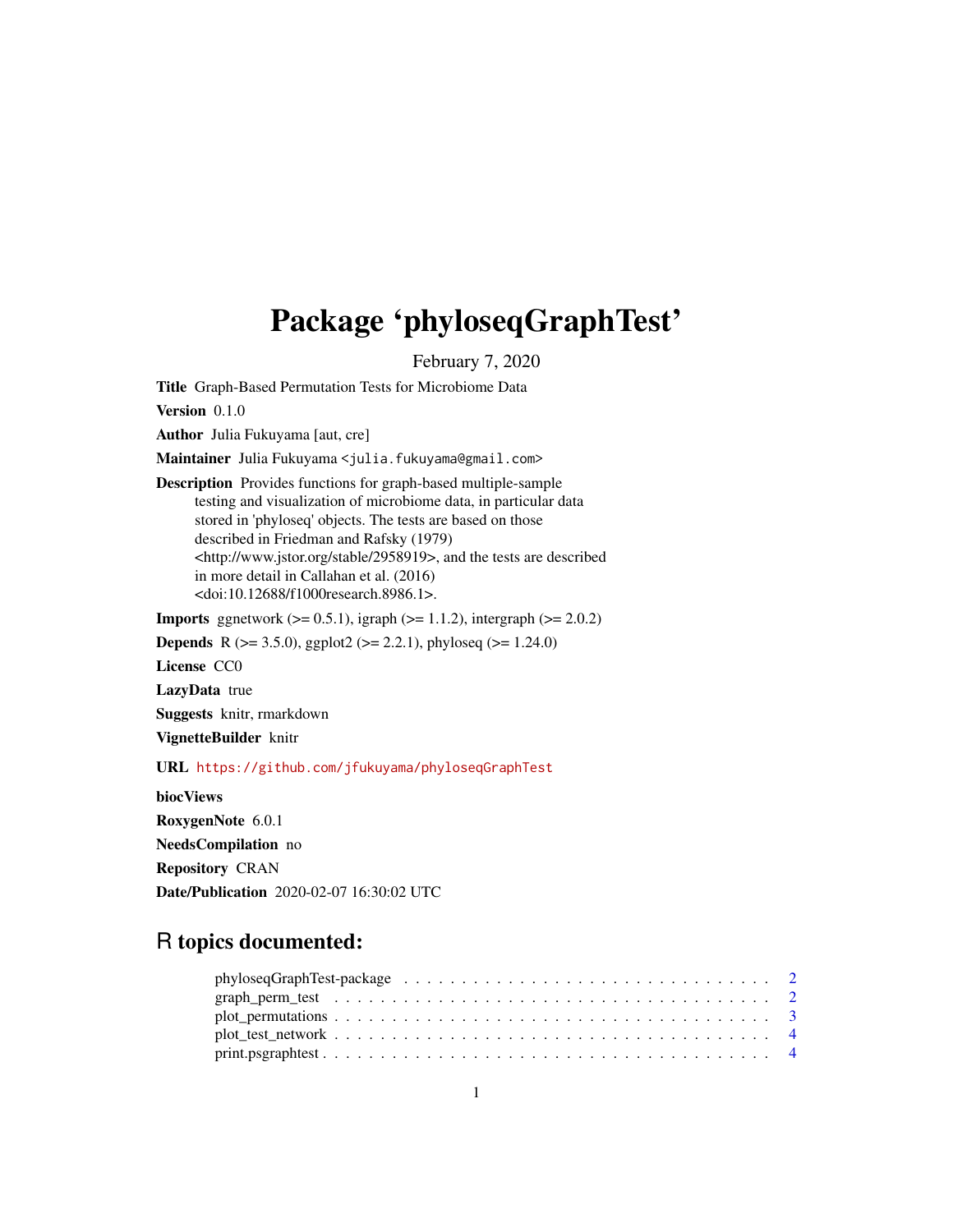# Package 'phyloseqGraphTest'

February 7, 2020

**Title** Graph-Based Permutation Tests for Microbiome Data

**Version** 0.1.0

**Author** Julia Fukuyama [aut, cre]

**Maintainer** Julia Fukuyama <julia.fukuyama@gmail.com>

**Description** Provides functions for graph-based multiple-sample testing and visualization of microbiome data, in particular data stored in 'phyloseq' objects. The tests are based on those described in Friedman and Rafsky (1979) <http://www.jstor.org/stable/2958919>, and the tests are described in more detail in Callahan et al. (2016) <doi:10.12688/f1000research.8986.1>.

**Imports** ggnetwork (>= 0.5.1), igraph (>= 1.1.2), intergraph (>= 2.0.2)

**Depends** R (>= 3.5.0), ggplot2 (>= 2.2.1), phyloseq (>= 1.24.0)

**License** CC0

**LazyData** true

**Suggests** knitr, rmarkdown

**VignetteBuilder** knitr

**URL** https://github.com/jfukuyama/phyloseqGraphTest

**biocViews**

**RoxygenNote** 6.0.1

**NeedsCompilation** no

**Repository** CRAN

**Date/Publication** 2020-02-07 16:30:02 UTC

## R topics documented:

- phyloseqGraphTest-package . . . . . . . . . . . . . . . . . . . . . . . . . . . . . . 2
- graph_perm_test . . . . . . . . . . . . . . . . . . . . . . . . . . . . . . . . . . . 2
- plot_permutations . . . . . . . . . . . . . . . . . . . . . . . . . . . . . . . . . . 3
- plot_test_network . . . . . . . . . . . . . . . . . . . . . . . . . . . . . . . . . . 4
- print.psgraphtest . . . . . . . . . . . . . . . . . . . . . . . . . . . . . . . . . . 4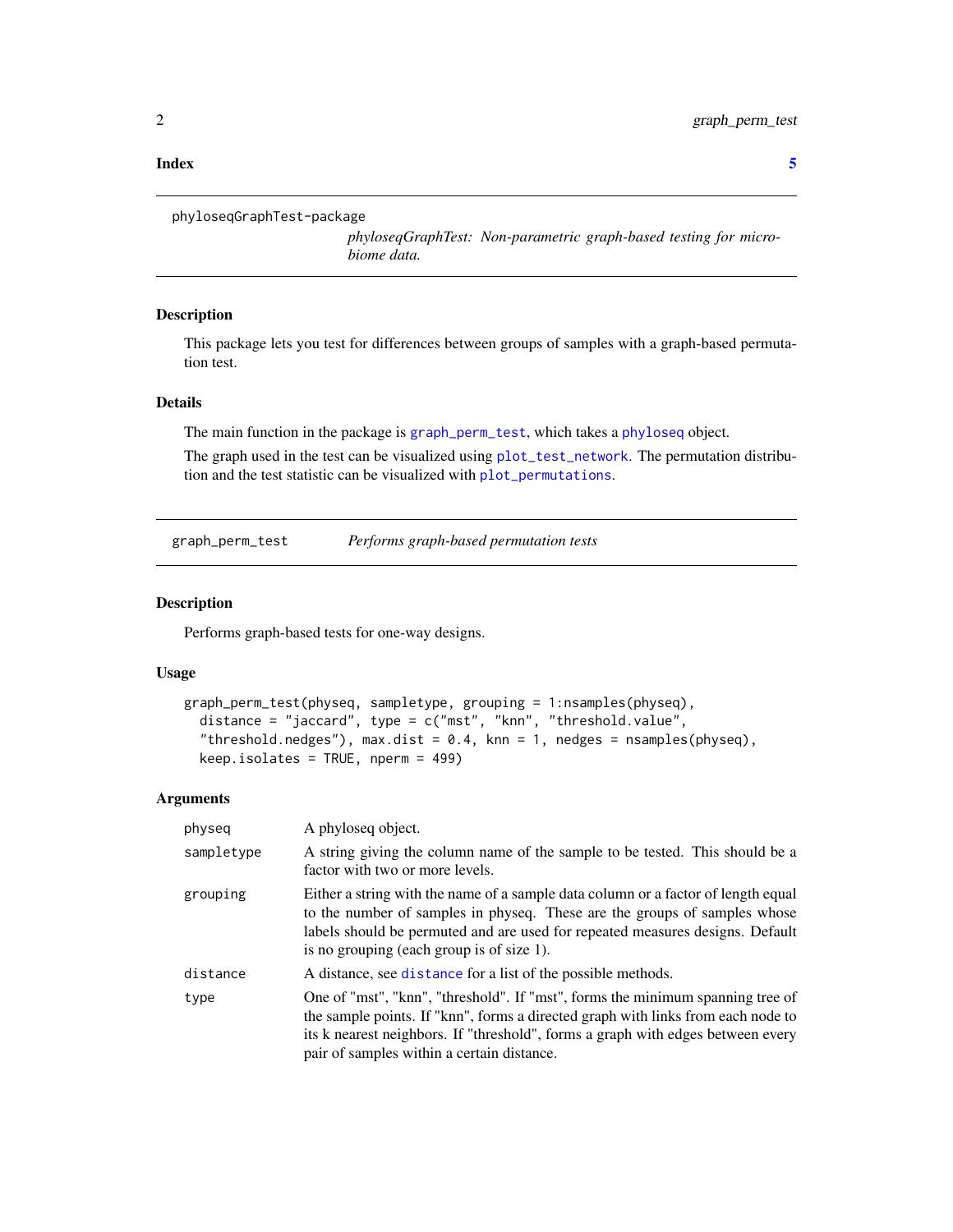**Index** **5**

---

phyloseqGraphTest-package

*phyloseqGraphTest: Non-parametric graph-based testing for microbiome data.*

---

### Description

This package lets you test for differences between groups of samples with a graph-based permutation test.

### Details

The main function in the package is graph_perm_test, which takes a phyloseq object.

The graph used in the test can be visualized using plot_test_network. The permutation distribution and the test statistic can be visualized with plot_permutations.

---

graph_perm_test *Performs graph-based permutation tests*

---

### Description

Performs graph-based tests for one-way designs.

### Usage

```
graph_perm_test(physeq, sampletype, grouping = 1:nsamples(physeq),
  distance = "jaccard", type = c("mst", "knn", "threshold.value",
  "threshold.nedges"), max.dist = 0.4, knn = 1, nedges = nsamples(physeq),
  keep.isolates = TRUE, nperm = 499)
```

### Arguments

| | |
|---|---|
| physeq | A phyloseq object. |
| sampletype | A string giving the column name of the sample to be tested. This should be a factor with two or more levels. |
| grouping | Either a string with the name of a sample data column or a factor of length equal to the number of samples in physeq. These are the groups of samples whose labels should be permuted and are used for repeated measures designs. Default is no grouping (each group is of size 1). |
| distance | A distance, see distance for a list of the possible methods. |
| type | One of "mst", "knn", "threshold". If "mst", forms the minimum spanning tree of the sample points. If "knn", forms a directed graph with links from each node to its k nearest neighbors. If "threshold", forms a graph with edges between every pair of samples within a certain distance. |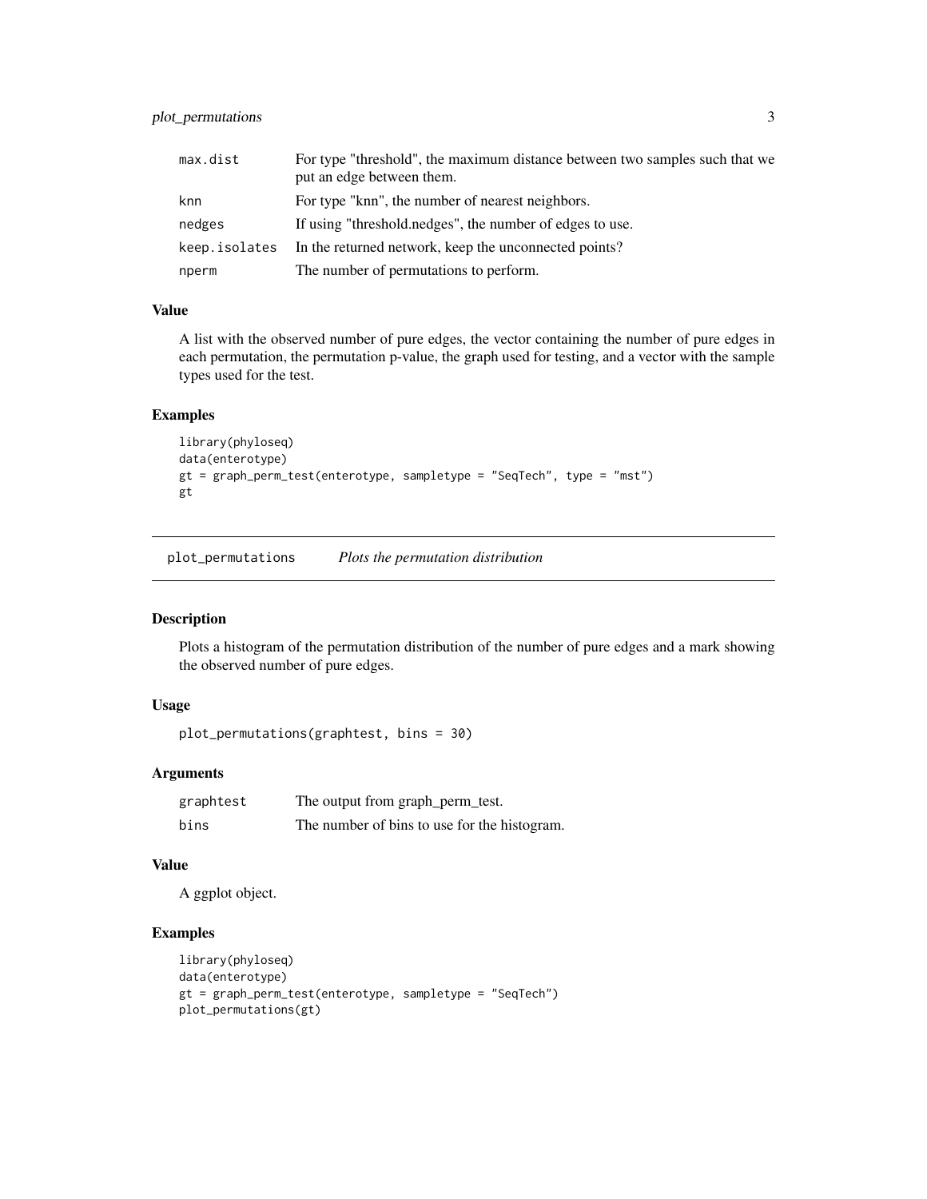| | |
|---|---|
| max.dist | For type "threshold", the maximum distance between two samples such that we put an edge between them. |
| knn | For type "knn", the number of nearest neighbors. |
| nedges | If using "threshold.nedges", the number of edges to use. |
| keep.isolates | In the returned network, keep the unconnected points? |
| nperm | The number of permutations to perform. |

### Value

A list with the observed number of pure edges, the vector containing the number of pure edges in each permutation, the permutation p-value, the graph used for testing, and a vector with the sample types used for the test.

### Examples

```
library(phyloseq)
data(enterotype)
gt = graph_perm_test(enterotype, sampletype = "SeqTech", type = "mst")
gt
```

---

## plot_permutations    *Plots the permutation distribution*

---

### Description

Plots a histogram of the permutation distribution of the number of pure edges and a mark showing the observed number of pure edges.

### Usage

```
plot_permutations(graphtest, bins = 30)
```

### Arguments

| | |
|---|---|
| graphtest | The output from graph_perm_test. |
| bins | The number of bins to use for the histogram. |

### Value

A ggplot object.

### Examples

```
library(phyloseq)
data(enterotype)
gt = graph_perm_test(enterotype, sampletype = "SeqTech")
plot_permutations(gt)
```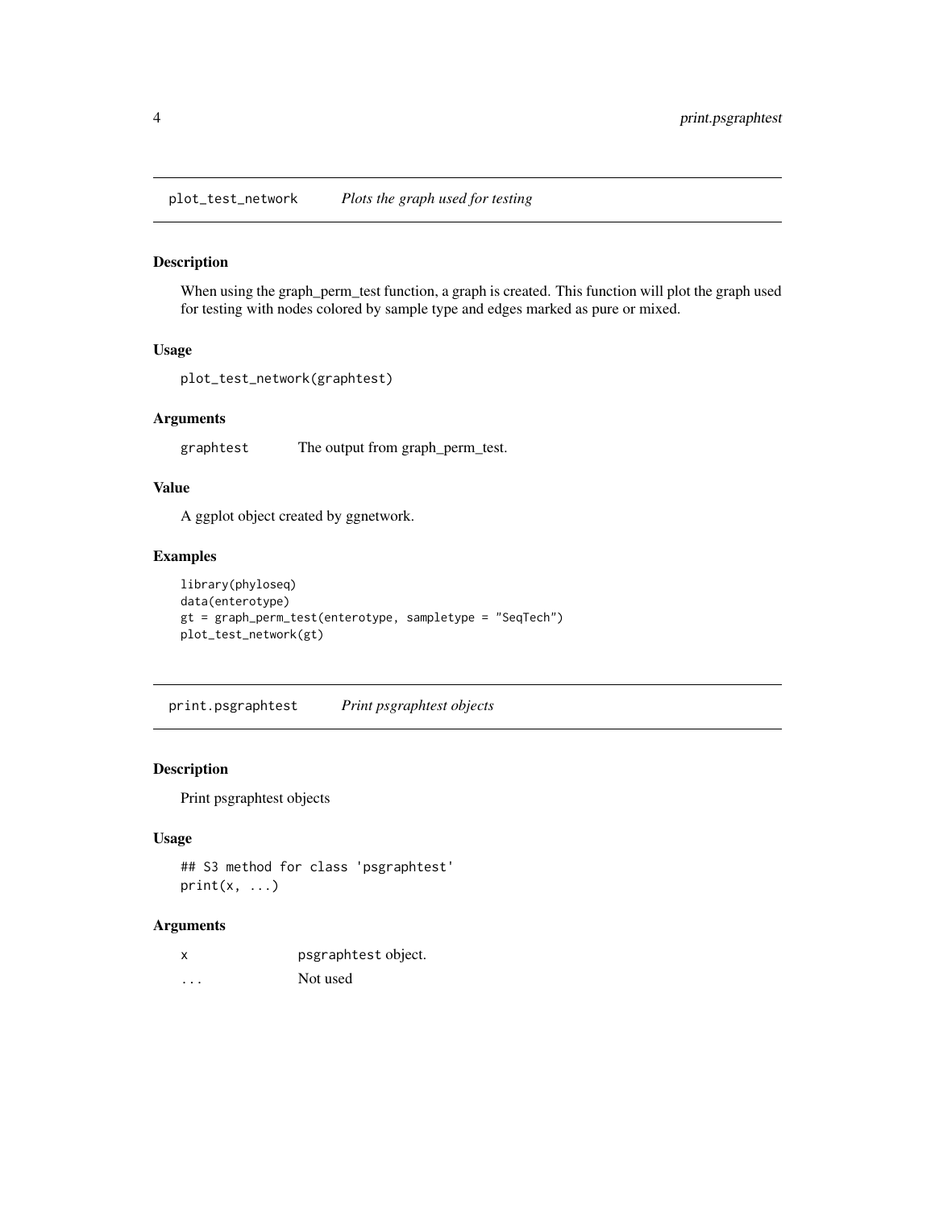## plot_test_network *Plots the graph used for testing*

### Description

When using the graph_perm_test function, a graph is created. This function will plot the graph used for testing with nodes colored by sample type and edges marked as pure or mixed.

### Usage

```
plot_test_network(graphtest)
```

### Arguments

| | |
|---|---|
| graphtest | The output from graph_perm_test. |

### Value

A ggplot object created by ggnetwork.

### Examples

```
library(phyloseq)
data(enterotype)
gt = graph_perm_test(enterotype, sampletype = "SeqTech")
plot_test_network(gt)
```

## print.psgraphtest *Print psgraphtest objects*

### Description

Print psgraphtest objects

### Usage

```
## S3 method for class 'psgraphtest'
print(x, ...)
```

### Arguments

| | |
|---|---|
| x | psgraphtest object. |
| ... | Not used |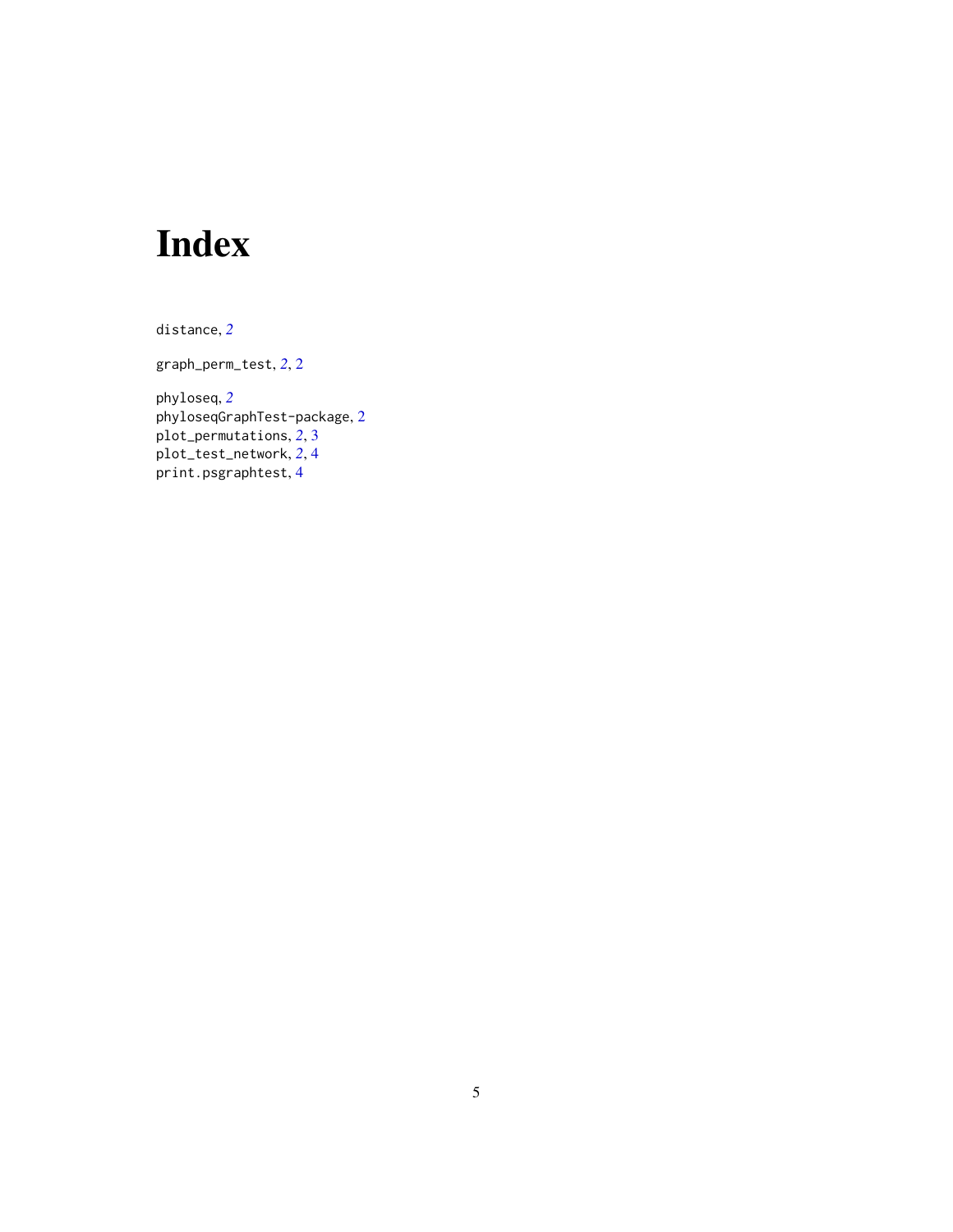# Index

distance, *2*

graph_perm_test, *2*, 2

phyloseq, *2*
phyloseqGraphTest-package, 2
plot_permutations, *2*, 3
plot_test_network, *2*, 4
print.psgraphtest, 4